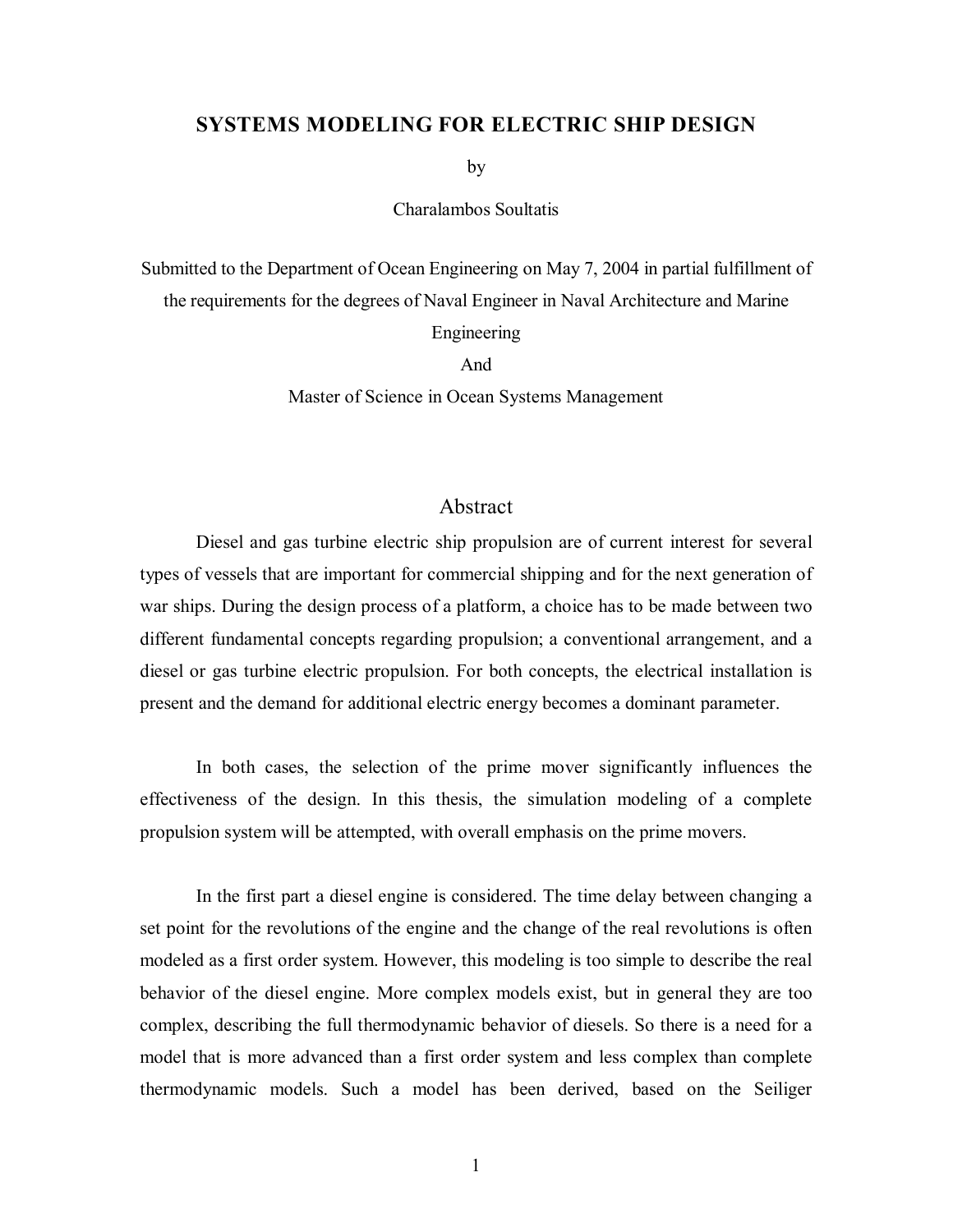# SYSTEMS MODELING FOR ELECTRIC SHIP DESIGN

by

Charalambos Soultatis

Submitted to the Department of Ocean Engineering on May 7, 2004 in partial fulfillment of the requirements for the degrees of Naval Engineer in Naval Architecture and Marine Engineering

And

Master of Science in Ocean Systems Management

## Abstract

Diesel and gas turbine electric ship propulsion are of current interest for several types of vessels that are important for commercial shipping and for the next generation of war ships. During the design process of a platform, a choice has to be made between two different fundamental concepts regarding propulsion; a conventional arrangement, and a diesel or gas turbine electric propulsion. For both concepts, the electrical installation is present and the demand for additional electric energy becomes a dominant parameter.

In both cases, the selection of the prime mover significantly influences the effectiveness of the design. In this thesis, the simulation modeling of a complete propulsion system will be attempted, with overall emphasis on the prime movers.

In the first part a diesel engine is considered. The time delay between changing a set point for the revolutions of the engine and the change of the real revolutions is often modeled as a first order system. However, this modeling is too simple to describe the real behavior of the diesel engine. More complex models exist, but in general they are too complex, describing the full thermodynamic behavior of diesels. So there is a need for a model that is more advanced than a first order system and less complex than complete thermodynamic models. Such a model has been derived, based on the Seiliger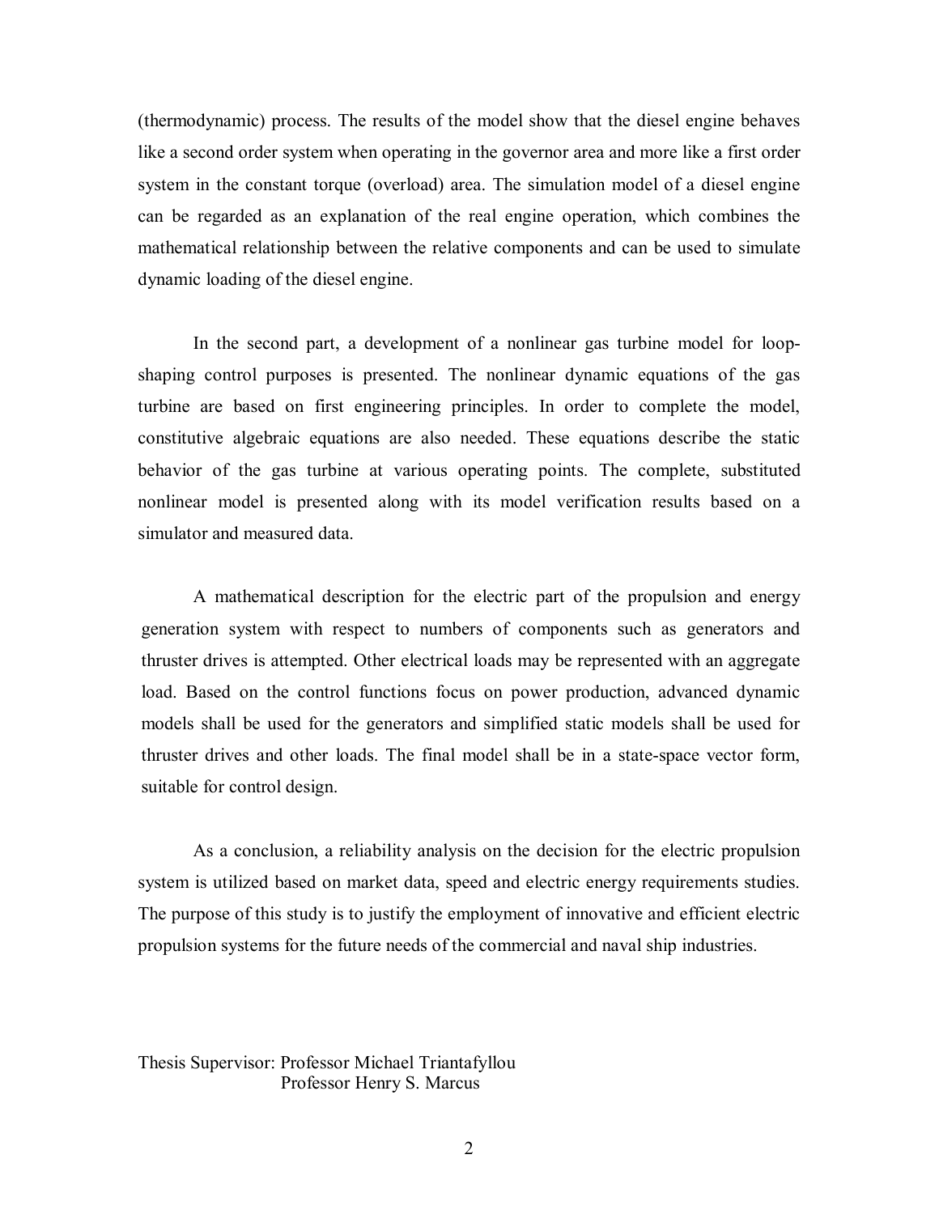(thermodynamic) process. The results of the model show that the diesel engine behaves like a second order system when operating in the governor area and more like a first order system in the constant torque (overload) area. The simulation model of a diesel engine can be regarded as an explanation of the real engine operation, which combines the mathematical relationship between the relative components and can be used to simulate dynamic loading of the diesel engine.

In the second part, a development of a nonlinear gas turbine model for loop-shaping control purposes is presented. The nonlinear dynamic equations of the gas turbine are based on first engineering principles. In order to complete the model, constitutive algebraic equations are also needed. These equations describe the static behavior of the gas turbine at various operating points. The complete, substituted nonlinear model is presented along with its model verification results based on a simulator and measured data.

A mathematical description for the electric part of the propulsion and energy generation system with respect to numbers of components such as generators and thruster drives is attempted. Other electrical loads may be represented with an aggregate load. Based on the control functions focus on power production, advanced dynamic models shall be used for the generators and simplified static models shall be used for thruster drives and other loads. The final model shall be in a state-space vector form, suitable for control design.

As a conclusion, a reliability analysis on the decision for the electric propulsion system is utilized based on market data, speed and electric energy requirements studies. The purpose of this study is to justify the employment of innovative and efficient electric propulsion systems for the future needs of the commercial and naval ship industries.

Thesis Supervisor: Professor Michael Triantafyllou
Professor Henry S. Marcus